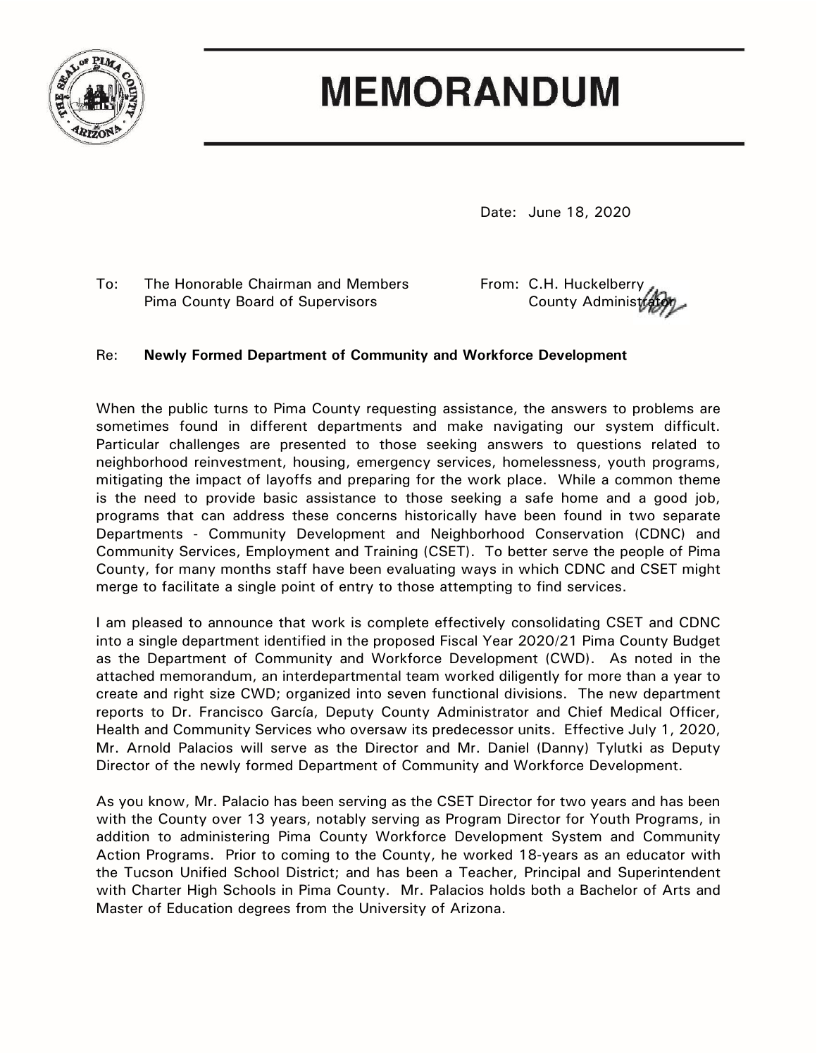# MEMORANDUM

Date: June 18, 2020

To: The Honorable Chairman and Members
Pima County Board of Supervisors

From: C.H. Huckelberry
County Administrator

Re: **Newly Formed Department of Community and Workforce Development**

When the public turns to Pima County requesting assistance, the answers to problems are sometimes found in different departments and make navigating our system difficult. Particular challenges are presented to those seeking answers to questions related to neighborhood reinvestment, housing, emergency services, homelessness, youth programs, mitigating the impact of layoffs and preparing for the work place. While a common theme is the need to provide basic assistance to those seeking a safe home and a good job, programs that can address these concerns historically have been found in two separate Departments - Community Development and Neighborhood Conservation (CDNC) and Community Services, Employment and Training (CSET). To better serve the people of Pima County, for many months staff have been evaluating ways in which CDNC and CSET might merge to facilitate a single point of entry to those attempting to find services.

I am pleased to announce that work is complete effectively consolidating CSET and CDNC into a single department identified in the proposed Fiscal Year 2020/21 Pima County Budget as the Department of Community and Workforce Development (CWD). As noted in the attached memorandum, an interdepartmental team worked diligently for more than a year to create and right size CWD; organized into seven functional divisions. The new department reports to Dr. Francisco García, Deputy County Administrator and Chief Medical Officer, Health and Community Services who oversaw its predecessor units. Effective July 1, 2020, Mr. Arnold Palacios will serve as the Director and Mr. Daniel (Danny) Tylutki as Deputy Director of the newly formed Department of Community and Workforce Development.

As you know, Mr. Palacio has been serving as the CSET Director for two years and has been with the County over 13 years, notably serving as Program Director for Youth Programs, in addition to administering Pima County Workforce Development System and Community Action Programs. Prior to coming to the County, he worked 18-years as an educator with the Tucson Unified School District; and has been a Teacher, Principal and Superintendent with Charter High Schools in Pima County. Mr. Palacios holds both a Bachelor of Arts and Master of Education degrees from the University of Arizona.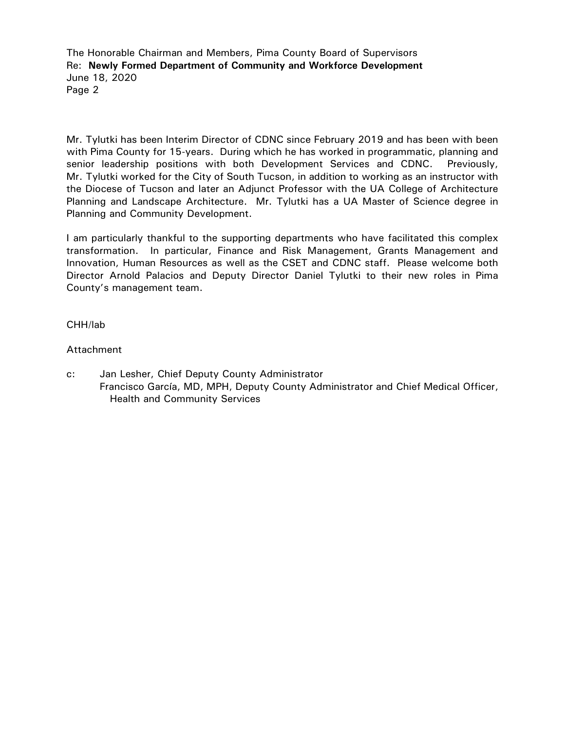Mr. Tylutki has been Interim Director of CDNC since February 2019 and has been with been with Pima County for 15-years. During which he has worked in programmatic, planning and senior leadership positions with both Development Services and CDNC. Previously, Mr. Tylutki worked for the City of South Tucson, in addition to working as an instructor with the Diocese of Tucson and later an Adjunct Professor with the UA College of Architecture Planning and Landscape Architecture. Mr. Tylutki has a UA Master of Science degree in Planning and Community Development.

I am particularly thankful to the supporting departments who have facilitated this complex transformation. In particular, Finance and Risk Management, Grants Management and Innovation, Human Resources as well as the CSET and CDNC staff. Please welcome both Director Arnold Palacios and Deputy Director Daniel Tylutki to their new roles in Pima County's management team.

CHH/lab

Attachment

c: Jan Lesher, Chief Deputy County Administrator
Francisco García, MD, MPH, Deputy County Administrator and Chief Medical Officer, Health and Community Services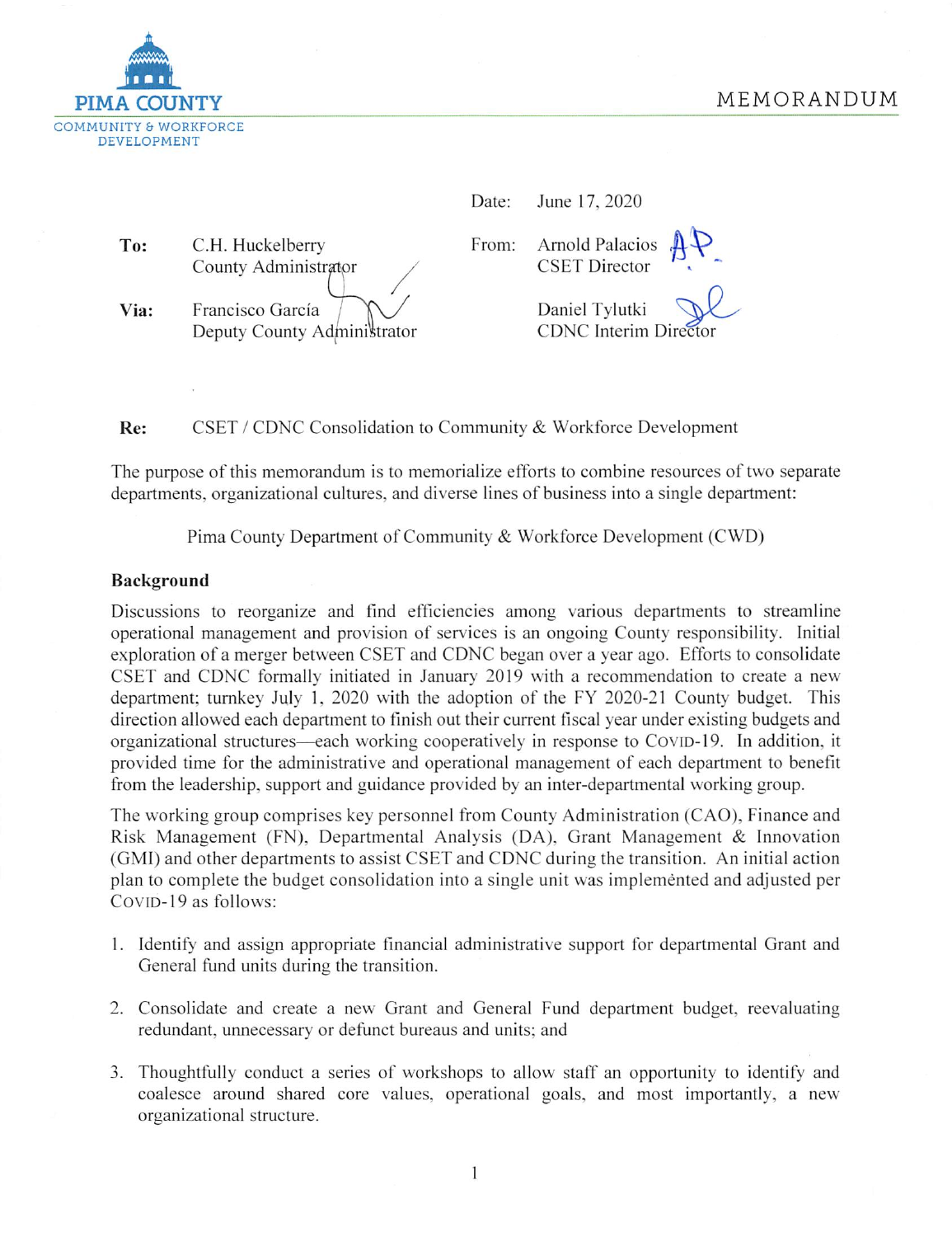PIMA COUNTY
COMMUNITY & WORKFORCE DEVELOPMENT

MEMORANDUM

Date: June 17, 2020

**To:** C.H. Huckelberry
County Administrator

**Via:** Francisco García
Deputy County Administrator

From: Arnold Palacios
CSET Director

Daniel Tylutki
CDNC Interim Director

**Re:** CSET / CDNC Consolidation to Community & Workforce Development

The purpose of this memorandum is to memorialize efforts to combine resources of two separate departments, organizational cultures, and diverse lines of business into a single department:

Pima County Department of Community & Workforce Development (CWD)

## Background

Discussions to reorganize and find efficiencies among various departments to streamline operational management and provision of services is an ongoing County responsibility. Initial exploration of a merger between CSET and CDNC began over a year ago. Efforts to consolidate CSET and CDNC formally initiated in January 2019 with a recommendation to create a new department; turnkey July 1, 2020 with the adoption of the FY 2020-21 County budget. This direction allowed each department to finish out their current fiscal year under existing budgets and organizational structures—each working cooperatively in response to COVID-19. In addition, it provided time for the administrative and operational management of each department to benefit from the leadership, support and guidance provided by an inter-departmental working group.

The working group comprises key personnel from County Administration (CAO), Finance and Risk Management (FN), Departmental Analysis (DA), Grant Management & Innovation (GMI) and other departments to assist CSET and CDNC during the transition. An initial action plan to complete the budget consolidation into a single unit was implemented and adjusted per COVID-19 as follows:

1. Identify and assign appropriate financial administrative support for departmental Grant and General fund units during the transition.
2. Consolidate and create a new Grant and General Fund department budget, reevaluating redundant, unnecessary or defunct bureaus and units; and
3. Thoughtfully conduct a series of workshops to allow staff an opportunity to identify and coalesce around shared core values, operational goals, and most importantly, a new organizational structure.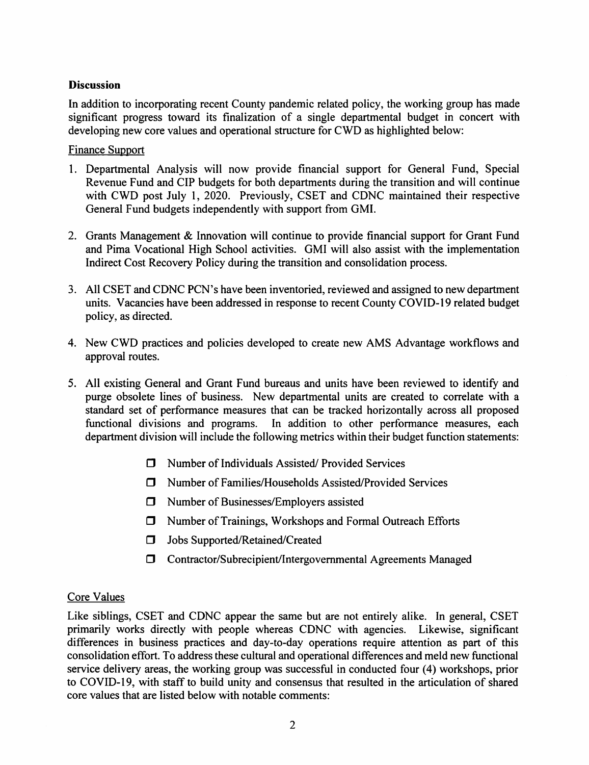**Discussion**

In addition to incorporating recent County pandemic related policy, the working group has made significant progress toward its finalization of a single departmental budget in concert with developing new core values and operational structure for CWD as highlighted below:

Finance Support

1. Departmental Analysis will now provide financial support for General Fund, Special Revenue Fund and CIP budgets for both departments during the transition and will continue with CWD post July 1, 2020. Previously, CSET and CDNC maintained their respective General Fund budgets independently with support from GMI.

2. Grants Management & Innovation will continue to provide financial support for Grant Fund and Pima Vocational High School activities. GMI will also assist with the implementation Indirect Cost Recovery Policy during the transition and consolidation process.

3. All CSET and CDNC PCN's have been inventoried, reviewed and assigned to new department units. Vacancies have been addressed in response to recent County COVID-19 related budget policy, as directed.

4. New CWD practices and policies developed to create new AMS Advantage workflows and approval routes.

5. All existing General and Grant Fund bureaus and units have been reviewed to identify and purge obsolete lines of business. New departmental units are created to correlate with a standard set of performance measures that can be tracked horizontally across all proposed functional divisions and programs. In addition to other performance measures, each department division will include the following metrics within their budget function statements:

   - Number of Individuals Assisted/ Provided Services
   - Number of Families/Households Assisted/Provided Services
   - Number of Businesses/Employers assisted
   - Number of Trainings, Workshops and Formal Outreach Efforts
   - Jobs Supported/Retained/Created
   - Contractor/Subrecipient/Intergovernmental Agreements Managed

Core Values

Like siblings, CSET and CDNC appear the same but are not entirely alike. In general, CSET primarily works directly with people whereas CDNC with agencies. Likewise, significant differences in business practices and day-to-day operations require attention as part of this consolidation effort. To address these cultural and operational differences and meld new functional service delivery areas, the working group was successful in conducted four (4) workshops, prior to COVID-19, with staff to build unity and consensus that resulted in the articulation of shared core values that are listed below with notable comments: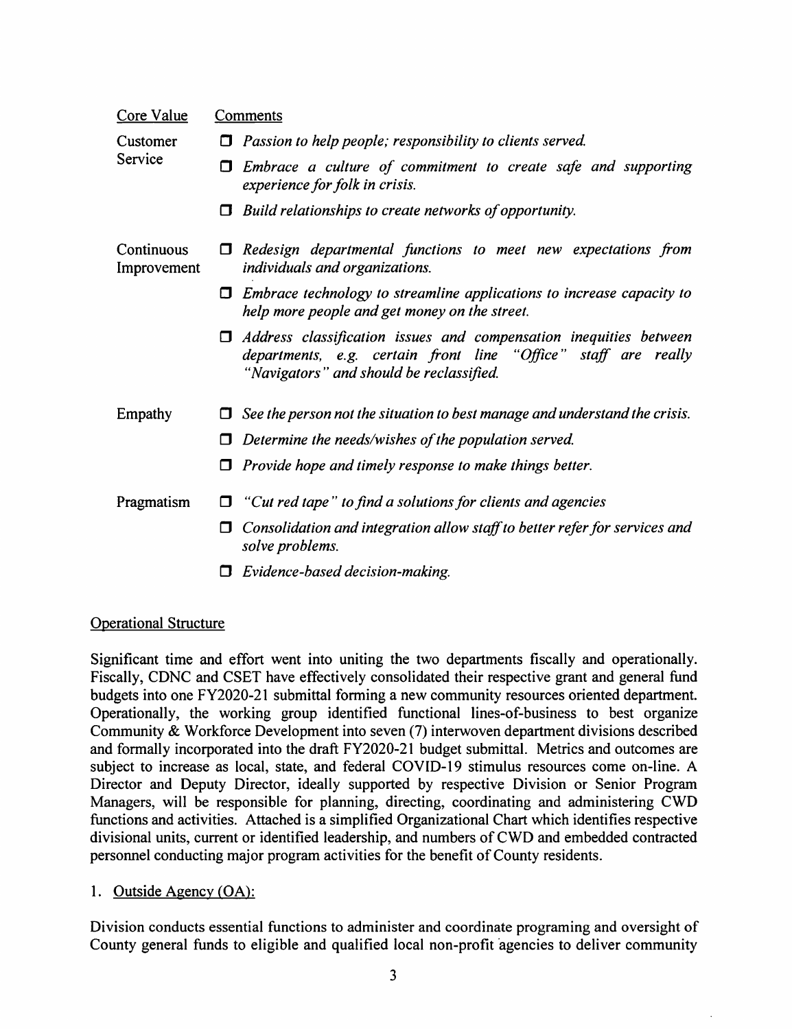| Core Value | Comments |
| --- | --- |
| Customer Service | ❒ *Passion to help people; responsibility to clients served.*<br>❒ *Embrace a culture of commitment to create safe and supporting experience for folk in crisis.*<br>❒ *Build relationships to create networks of opportunity.* |
| Continuous Improvement | ❒ *Redesign departmental functions to meet new expectations from individuals and organizations.*<br>❒ *Embrace technology to streamline applications to increase capacity to help more people and get money on the street.*<br>❒ *Address classification issues and compensation inequities between departments, e.g. certain front line "Office" staff are really "Navigators" and should be reclassified.* |
| Empathy | ❒ *See the person not the situation to best manage and understand the crisis.*<br>❒ *Determine the needs/wishes of the population served.*<br>❒ *Provide hope and timely response to make things better.* |
| Pragmatism | ❒ *"Cut red tape" to find a solutions for clients and agencies*<br>❒ *Consolidation and integration allow staff to better refer for services and solve problems.*<br>❒ *Evidence-based decision-making.* |

## Operational Structure

Significant time and effort went into uniting the two departments fiscally and operationally. Fiscally, CDNC and CSET have effectively consolidated their respective grant and general fund budgets into one FY2020-21 submittal forming a new community resources oriented department. Operationally, the working group identified functional lines-of-business to best organize Community & Workforce Development into seven (7) interwoven department divisions described and formally incorporated into the draft FY2020-21 budget submittal. Metrics and outcomes are subject to increase as local, state, and federal COVID-19 stimulus resources come on-line. A Director and Deputy Director, ideally supported by respective Division or Senior Program Managers, will be responsible for planning, directing, coordinating and administering CWD functions and activities. Attached is a simplified Organizational Chart which identifies respective divisional units, current or identified leadership, and numbers of CWD and embedded contracted personnel conducting major program activities for the benefit of County residents.

1. Outside Agency (OA):

Division conducts essential functions to administer and coordinate programing and oversight of County general funds to eligible and qualified local non-profit agencies to deliver community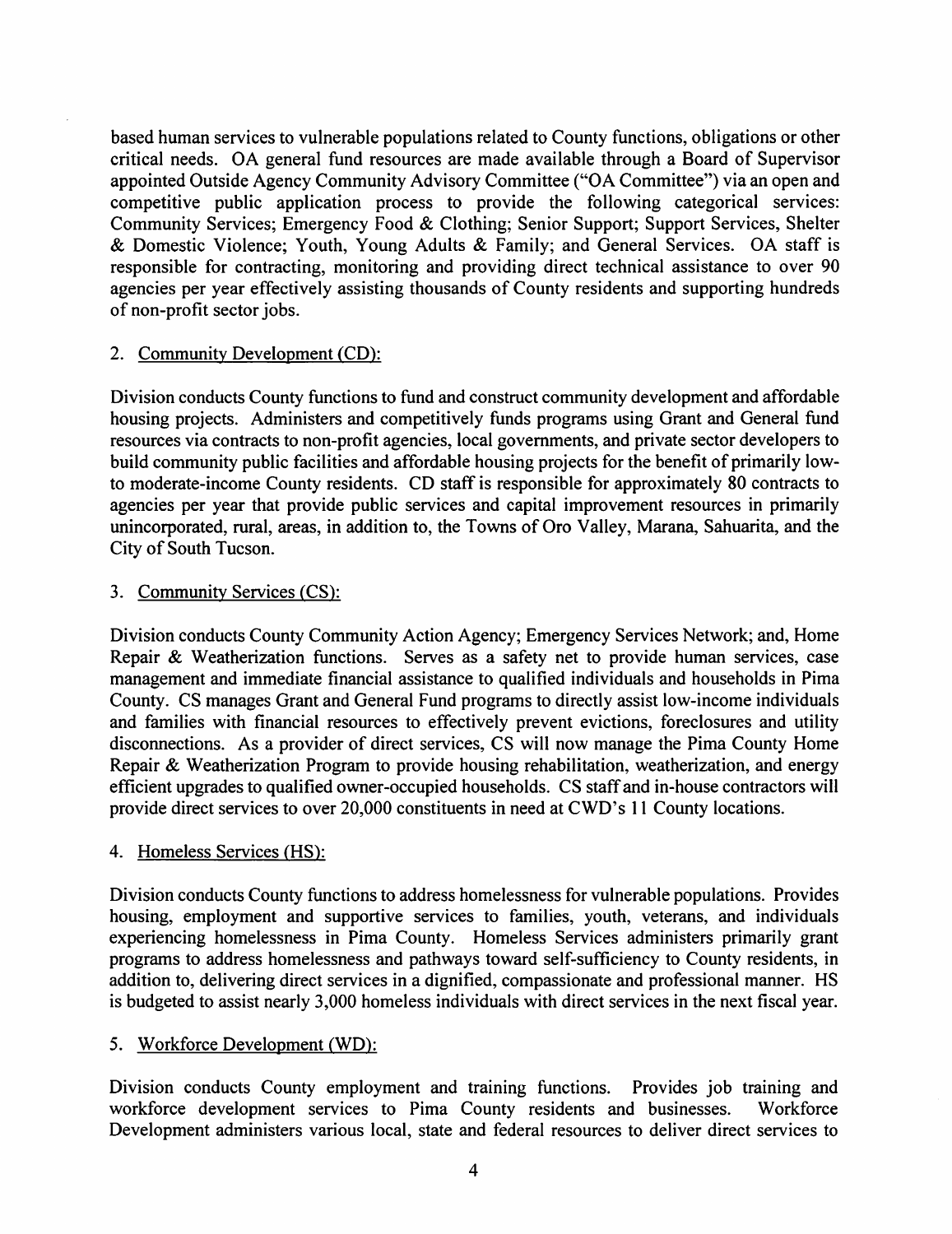based human services to vulnerable populations related to County functions, obligations or other critical needs. OA general fund resources are made available through a Board of Supervisor appointed Outside Agency Community Advisory Committee ("OA Committee") via an open and competitive public application process to provide the following categorical services: Community Services; Emergency Food & Clothing; Senior Support; Support Services, Shelter & Domestic Violence; Youth, Young Adults & Family; and General Services. OA staff is responsible for contracting, monitoring and providing direct technical assistance to over 90 agencies per year effectively assisting thousands of County residents and supporting hundreds of non-profit sector jobs.

2. <u>Community Development (CD):</u>

Division conducts County functions to fund and construct community development and affordable housing projects. Administers and competitively funds programs using Grant and General fund resources via contracts to non-profit agencies, local governments, and private sector developers to build community public facilities and affordable housing projects for the benefit of primarily low- to moderate-income County residents. CD staff is responsible for approximately 80 contracts to agencies per year that provide public services and capital improvement resources in primarily unincorporated, rural, areas, in addition to, the Towns of Oro Valley, Marana, Sahuarita, and the City of South Tucson.

3. <u>Community Services (CS):</u>

Division conducts County Community Action Agency; Emergency Services Network; and, Home Repair & Weatherization functions. Serves as a safety net to provide human services, case management and immediate financial assistance to qualified individuals and households in Pima County. CS manages Grant and General Fund programs to directly assist low-income individuals and families with financial resources to effectively prevent evictions, foreclosures and utility disconnections. As a provider of direct services, CS will now manage the Pima County Home Repair & Weatherization Program to provide housing rehabilitation, weatherization, and energy efficient upgrades to qualified owner-occupied households. CS staff and in-house contractors will provide direct services to over 20,000 constituents in need at CWD's 11 County locations.

4. <u>Homeless Services (HS):</u>

Division conducts County functions to address homelessness for vulnerable populations. Provides housing, employment and supportive services to families, youth, veterans, and individuals experiencing homelessness in Pima County. Homeless Services administers primarily grant programs to address homelessness and pathways toward self-sufficiency to County residents, in addition to, delivering direct services in a dignified, compassionate and professional manner. HS is budgeted to assist nearly 3,000 homeless individuals with direct services in the next fiscal year.

5. <u>Workforce Development (WD):</u>

Division conducts County employment and training functions. Provides job training and workforce development services to Pima County residents and businesses. Workforce Development administers various local, state and federal resources to deliver direct services to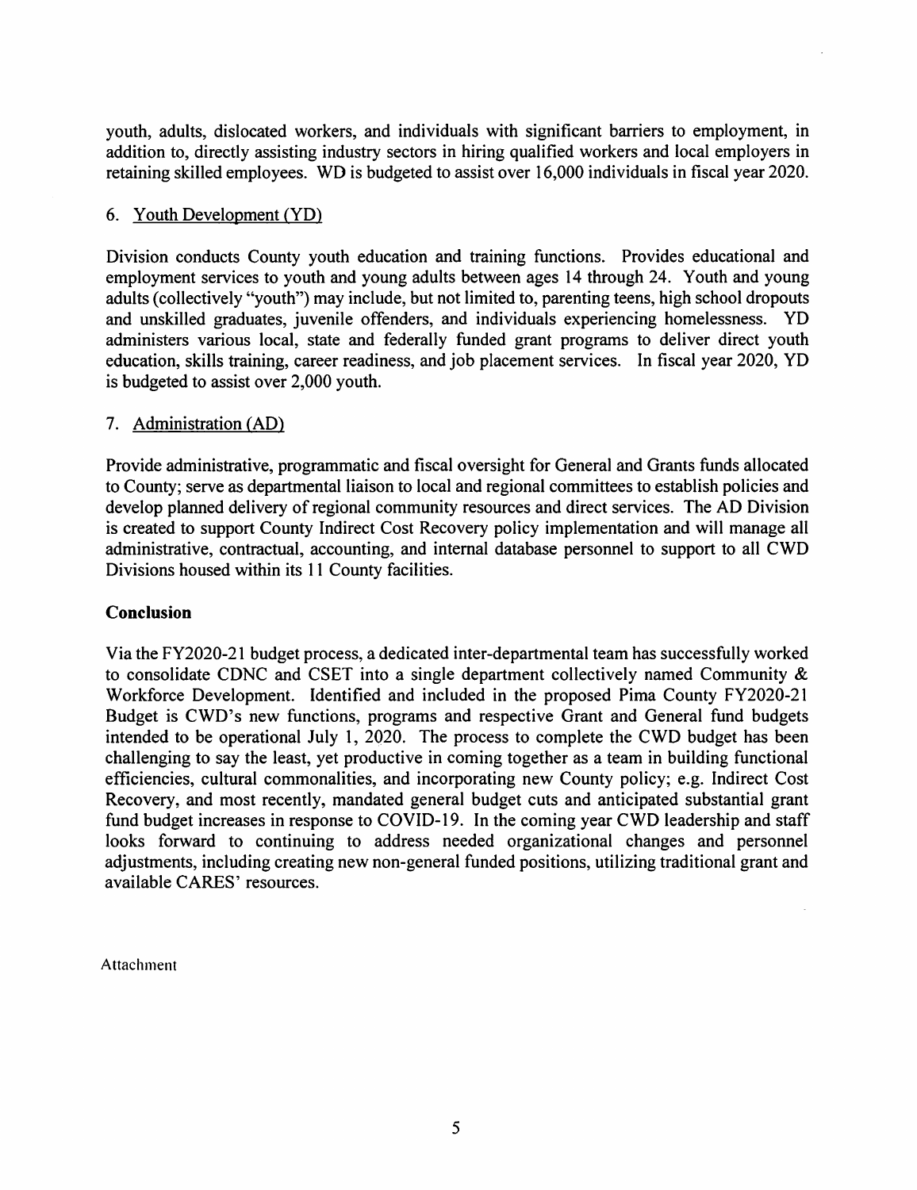youth, adults, dislocated workers, and individuals with significant barriers to employment, in addition to, directly assisting industry sectors in hiring qualified workers and local employers in retaining skilled employees. WD is budgeted to assist over 16,000 individuals in fiscal year 2020.

6. Youth Development (YD)

Division conducts County youth education and training functions. Provides educational and employment services to youth and young adults between ages 14 through 24. Youth and young adults (collectively "youth") may include, but not limited to, parenting teens, high school dropouts and unskilled graduates, juvenile offenders, and individuals experiencing homelessness. YD administers various local, state and federally funded grant programs to deliver direct youth education, skills training, career readiness, and job placement services. In fiscal year 2020, YD is budgeted to assist over 2,000 youth.

7. Administration (AD)

Provide administrative, programmatic and fiscal oversight for General and Grants funds allocated to County; serve as departmental liaison to local and regional committees to establish policies and develop planned delivery of regional community resources and direct services. The AD Division is created to support County Indirect Cost Recovery policy implementation and will manage all administrative, contractual, accounting, and internal database personnel to support to all CWD Divisions housed within its 11 County facilities.

**Conclusion**

Via the FY2020-21 budget process, a dedicated inter-departmental team has successfully worked to consolidate CDNC and CSET into a single department collectively named Community & Workforce Development. Identified and included in the proposed Pima County FY2020-21 Budget is CWD's new functions, programs and respective Grant and General fund budgets intended to be operational July 1, 2020. The process to complete the CWD budget has been challenging to say the least, yet productive in coming together as a team in building functional efficiencies, cultural commonalities, and incorporating new County policy; e.g. Indirect Cost Recovery, and most recently, mandated general budget cuts and anticipated substantial grant fund budget increases in response to COVID-19. In the coming year CWD leadership and staff looks forward to continuing to address needed organizational changes and personnel adjustments, including creating new non-general funded positions, utilizing traditional grant and available CARES' resources.

Attachment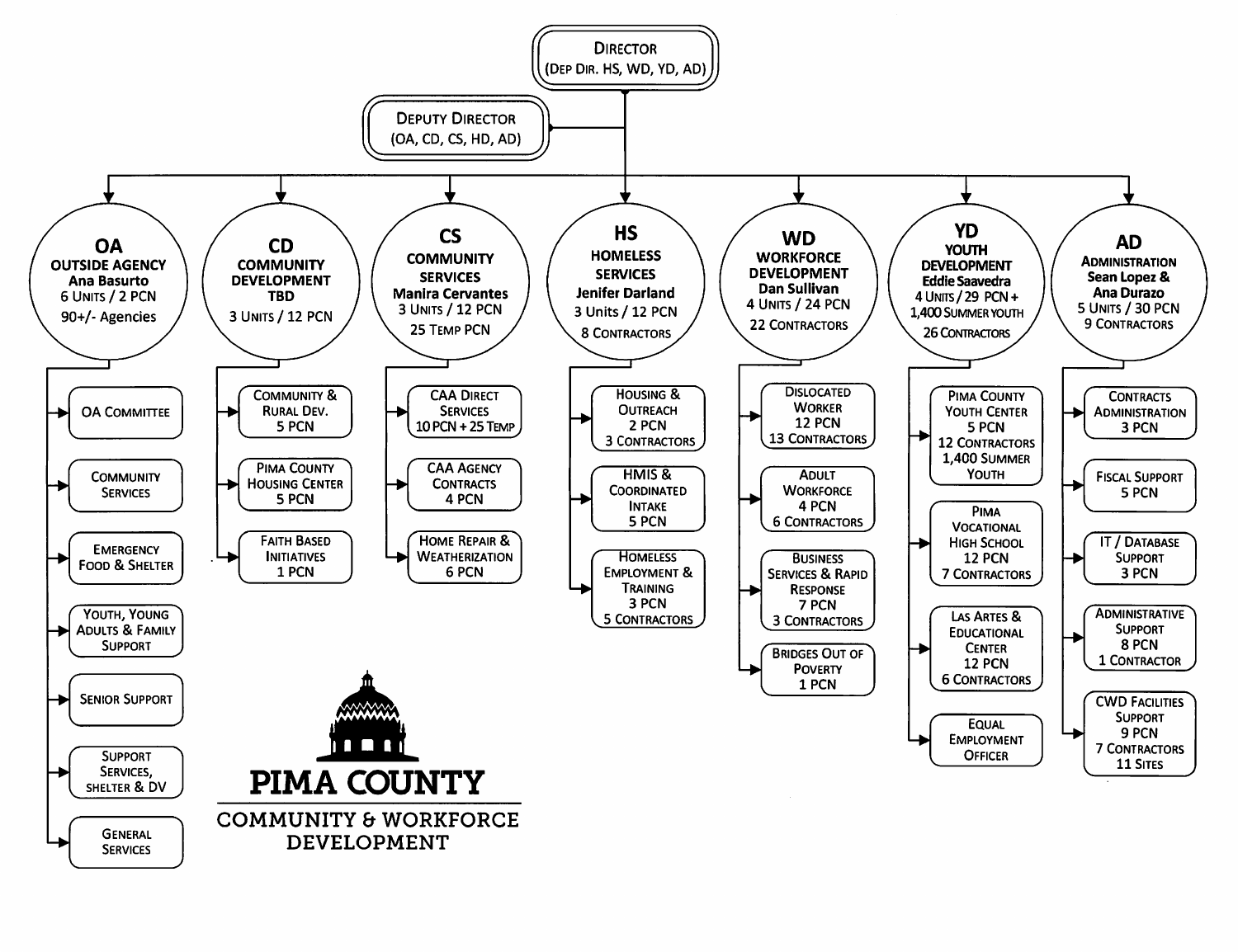# Director
(Dep Dir. HS, WD, YD, AD)

## Deputy Director
(OA, CD, CS, HD, AD)

### OA — Outside Agency
**Ana Basurto**
6 Units / 2 PCN
90+/- Agencies

- OA Committee
- Community Services
- Emergency Food & Shelter
- Youth, Young Adults & Family Support
- Senior Support
- Support Services, Shelter & DV
- General Services

### CD — Community Development
**TBD**
3 Units / 12 PCN

- Community & Rural Dev. — 5 PCN
- Pima County Housing Center — 5 PCN
- Faith Based Initiatives — 1 PCN

### CS — Community Services
**Manira Cervantes**
3 Units / 12 PCN
25 Temp PCN

- CAA Direct Services — 10 PCN + 25 Temp
- CAA Agency Contracts — 4 PCN
- Home Repair & Weatherization — 6 PCN

### HS — Homeless Services
**Jenifer Darland**
3 Units / 12 PCN
8 Contractors

- Housing & Outreach — 2 PCN, 3 Contractors
- HMIS & Coordinated Intake — 5 PCN
- Homeless Employment & Training — 3 PCN, 5 Contractors

### WD — Workforce Development
**Dan Sullivan**
4 Units / 24 PCN
22 Contractors

- Dislocated Worker — 12 PCN, 13 Contractors
- Adult Workforce — 4 PCN, 6 Contractors
- Business Services & Rapid Response — 7 PCN, 3 Contractors
- Bridges Out of Poverty — 1 PCN

### YD — Youth Development
**Eddie Saavedra**
4 Units / 29 PCN + 1,400 Summer Youth
26 Contractors

- Pima County Youth Center — 5 PCN, 12 Contractors, 1,400 Summer Youth
- Pima Vocational High School — 12 PCN, 7 Contractors
- Las Artes & Educational Center — 12 PCN, 6 Contractors
- Equal Employment Officer

### AD — Administration
**Sean Lopez & Ana Durazo**
5 Units / 30 PCN
9 Contractors

- Contracts Administration — 3 PCN
- Fiscal Support — 5 PCN
- IT / Database Support — 3 PCN
- Administrative Support — 8 PCN, 1 Contractor
- CWD Facilities Support — 9 PCN, 7 Contractors, 11 Sites

**PIMA COUNTY**
COMMUNITY & WORKFORCE DEVELOPMENT